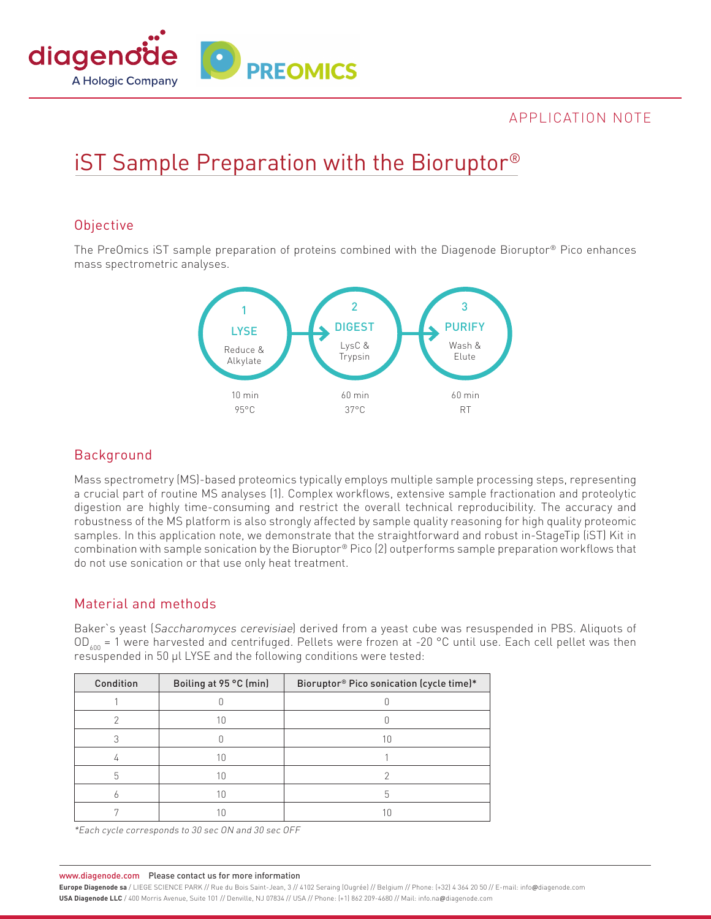APPLICATION NOTE

# iST Sample Preparation with the Bioruptor®

## Objective

The PreOmics iST sample preparation of proteins combined with the Diagenode Bioruptor® Pico enhances mass spectrometric analyses.

1 LYSE — Reduce & Alkylate — 10 min, 95°C

2 DIGEST — LysC & Trypsin — 60 min, 37°C

3 PURIFY — Wash & Elute — 60 min, RT

## Background

Mass spectrometry (MS)-based proteomics typically employs multiple sample processing steps, representing a crucial part of routine MS analyses (1). Complex workflows, extensive sample fractionation and proteolytic digestion are highly time-consuming and restrict the overall technical reproducibility. The accuracy and robustness of the MS platform is also strongly affected by sample quality reasoning for high quality proteomic samples. In this application note, we demonstrate that the straightforward and robust in-StageTip (iST) Kit in combination with sample sonication by the Bioruptor® Pico (2) outperforms sample preparation workflows that do not use sonication or that use only heat treatment.

## Material and methods

Baker`s yeast (*Saccharomyces cerevisiae*) derived from a yeast cube was resuspended in PBS. Aliquots of $OD_{600}$ = 1 were harvested and centrifuged. Pellets were frozen at -20 °C until use. Each cell pellet was then resuspended in 50 µl LYSE and the following conditions were tested:

| Condition | Boiling at 95 °C (min) | Bioruptor® Pico sonication (cycle time)* |
| --- | --- | --- |
| 1 | 0 | 0 |
| 2 | 10 | 0 |
| 3 | 0 | 10 |
| 4 | 10 | 1 |
| 5 | 10 | 2 |
| 6 | 10 | 5 |
| 7 | 10 | 10 |

*\*Each cycle corresponds to 30 sec ON and 30 sec OFF*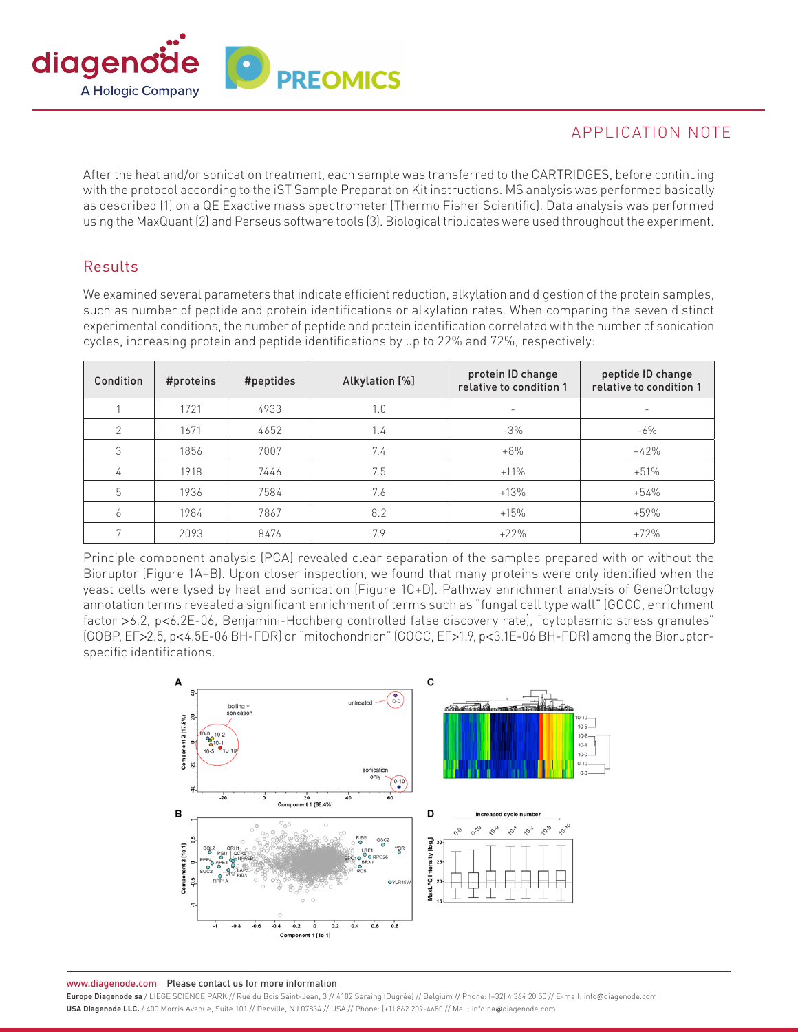After the heat and/or sonication treatment, each sample was transferred to the CARTRIDGES, before continuing with the protocol according to the iST Sample Preparation Kit instructions. MS analysis was performed basically as described (1) on a QE Exactive mass spectrometer (Thermo Fisher Scientific). Data analysis was performed using the MaxQuant (2) and Perseus software tools (3). Biological triplicates were used throughout the experiment.

## Results

We examined several parameters that indicate efficient reduction, alkylation and digestion of the protein samples, such as number of peptide and protein identifications or alkylation rates. When comparing the seven distinct experimental conditions, the number of peptide and protein identification correlated with the number of sonication cycles, increasing protein and peptide identifications by up to 22% and 72%, respectively:

| Condition | #proteins | #peptides | Alkylation [%] | protein ID change relative to condition 1 | peptide ID change relative to condition 1 |
|---|---|---|---|---|---|
| 1 | 1721 | 4933 | 1.0 | - | - |
| 2 | 1671 | 4652 | 1.4 | -3% | -6% |
| 3 | 1856 | 7007 | 7.4 | +8% | +42% |
| 4 | 1918 | 7446 | 7.5 | +11% | +51% |
| 5 | 1936 | 7584 | 7.6 | +13% | +54% |
| 6 | 1984 | 7867 | 8.2 | +15% | +59% |
| 7 | 2093 | 8476 | 7.9 | +22% | +72% |

Principle component analysis (PCA) revealed clear separation of the samples prepared with or without the Bioruptor (Figure 1A+B). Upon closer inspection, we found that many proteins were only identified when the yeast cells were lysed by heat and sonication (Figure 1C+D). Pathway enrichment analysis of GeneOntology annotation terms revealed a significant enrichment of terms such as "fungal cell type wall" (GOCC, enrichment factor >6.2, p<6.2E-06, Benjamini-Hochberg controlled false discovery rate), "cytoplasmic stress granules" (GOBP, EF>2.5, p<4.5E-06 BH-FDR) or "mitochondrion" (GOCC, EF>1.9, p<3.1E-06 BH-FDR) among the Bioruptor-specific identifications.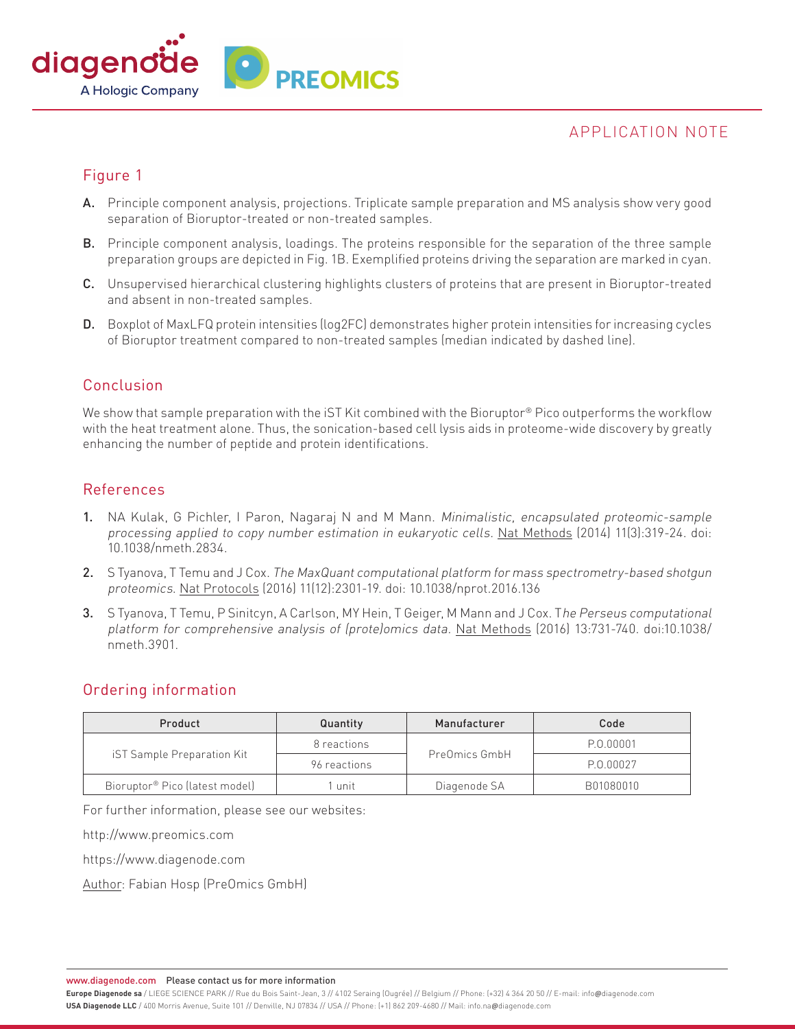## Figure 1

**A.** Principle component analysis, projections. Triplicate sample preparation and MS analysis show very good separation of Bioruptor-treated or non-treated samples.

**B.** Principle component analysis, loadings. The proteins responsible for the separation of the three sample preparation groups are depicted in Fig. 1B. Exemplified proteins driving the separation are marked in cyan.

**C.** Unsupervised hierarchical clustering highlights clusters of proteins that are present in Bioruptor-treated and absent in non-treated samples.

**D.** Boxplot of MaxLFQ protein intensities (log2FC) demonstrates higher protein intensities for increasing cycles of Bioruptor treatment compared to non-treated samples (median indicated by dashed line).

## Conclusion

We show that sample preparation with the iST Kit combined with the Bioruptor® Pico outperforms the workflow with the heat treatment alone. Thus, the sonication-based cell lysis aids in proteome-wide discovery by greatly enhancing the number of peptide and protein identifications.

## References

1. NA Kulak, G Pichler, I Paron, Nagaraj N and M Mann. *Minimalistic, encapsulated proteomic-sample processing applied to copy number estimation in eukaryotic cells.* Nat Methods (2014) 11(3):319-24. doi: 10.1038/nmeth.2834.
2. S Tyanova, T Temu and J Cox. *The MaxQuant computational platform for mass spectrometry-based shotgun proteomics.* Nat Protocols (2016) 11(12):2301-19. doi: 10.1038/nprot.2016.136
3. S Tyanova, T Temu, P Sinitcyn, A Carlson, MY Hein, T Geiger, M Mann and J Cox. *The Perseus computational platform for comprehensive analysis of (prote)omics data.* Nat Methods (2016) 13:731-740. doi:10.1038/nmeth.3901.

## Ordering information

| Product | Quantity | Manufacturer | Code |
|---|---|---|---|
| iST Sample Preparation Kit | 8 reactions | PreOmics GmbH | P.O.00001 |
| | 96 reactions | | P.O.00027 |
| Bioruptor® Pico (latest model) | 1 unit | Diagenode SA | B01080010 |

For further information, please see our websites:

http://www.preomics.com

https://www.diagenode.com

Author: Fabian Hosp (PreOmics GmbH)